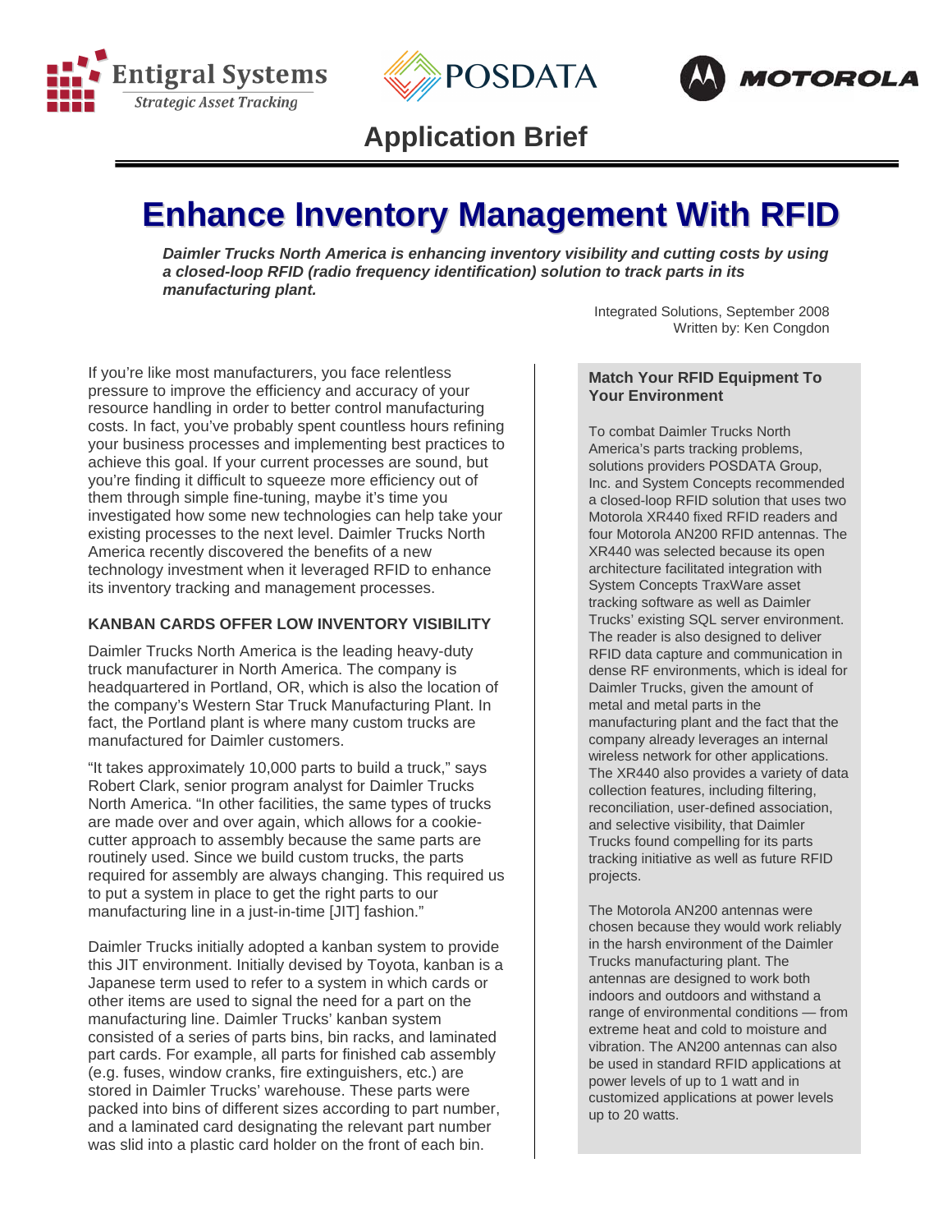Entigral Systems
*Strategic Asset Tracking*

POSDATA

MOTOROLA

## Application Brief

# Enhance Inventory Management With RFID

***Daimler Trucks North America is enhancing inventory visibility and cutting costs by using a closed-loop RFID (radio frequency identification) solution to track parts in its manufacturing plant.***

Integrated Solutions, September 2008
Written by: Ken Congdon

If you're like most manufacturers, you face relentless pressure to improve the efficiency and accuracy of your resource handling in order to better control manufacturing costs. In fact, you've probably spent countless hours refining your business processes and implementing best practices to achieve this goal. If your current processes are sound, but you're finding it difficult to squeeze more efficiency out of them through simple fine-tuning, maybe it's time you investigated how some new technologies can help take your existing processes to the next level. Daimler Trucks North America recently discovered the benefits of a new technology investment when it leveraged RFID to enhance its inventory tracking and management processes.

### KANBAN CARDS OFFER LOW INVENTORY VISIBILITY

Daimler Trucks North America is the leading heavy-duty truck manufacturer in North America. The company is headquartered in Portland, OR, which is also the location of the company's Western Star Truck Manufacturing Plant. In fact, the Portland plant is where many custom trucks are manufactured for Daimler customers.

"It takes approximately 10,000 parts to build a truck," says Robert Clark, senior program analyst for Daimler Trucks North America. "In other facilities, the same types of trucks are made over and over again, which allows for a cookie-cutter approach to assembly because the same parts are routinely used. Since we build custom trucks, the parts required for assembly are always changing. This required us to put a system in place to get the right parts to our manufacturing line in a just-in-time [JIT] fashion."

Daimler Trucks initially adopted a kanban system to provide this JIT environment. Initially devised by Toyota, kanban is a Japanese term used to refer to a system in which cards or other items are used to signal the need for a part on the manufacturing line. Daimler Trucks' kanban system consisted of a series of parts bins, bin racks, and laminated part cards. For example, all parts for finished cab assembly (e.g. fuses, window cranks, fire extinguishers, etc.) are stored in Daimler Trucks' warehouse. These parts were packed into bins of different sizes according to part number, and a laminated card designating the relevant part number was slid into a plastic card holder on the front of each bin.

### Match Your RFID Equipment To Your Environment

To combat Daimler Trucks North America's parts tracking problems, solutions providers POSDATA Group, Inc. and System Concepts recommended a closed-loop RFID solution that uses two Motorola XR440 fixed RFID readers and four Motorola AN200 RFID antennas. The XR440 was selected because its open architecture facilitated integration with System Concepts TraxWare asset tracking software as well as Daimler Trucks' existing SQL server environment. The reader is also designed to deliver RFID data capture and communication in dense RF environments, which is ideal for Daimler Trucks, given the amount of metal and metal parts in the manufacturing plant and the fact that the company already leverages an internal wireless network for other applications. The XR440 also provides a variety of data collection features, including filtering, reconciliation, user-defined association, and selective visibility, that Daimler Trucks found compelling for its parts tracking initiative as well as future RFID projects.

The Motorola AN200 antennas were chosen because they would work reliably in the harsh environment of the Daimler Trucks manufacturing plant. The antennas are designed to work both indoors and outdoors and withstand a range of environmental conditions — from extreme heat and cold to moisture and vibration. The AN200 antennas can also be used in standard RFID applications at power levels of up to 1 watt and in customized applications at power levels up to 20 watts.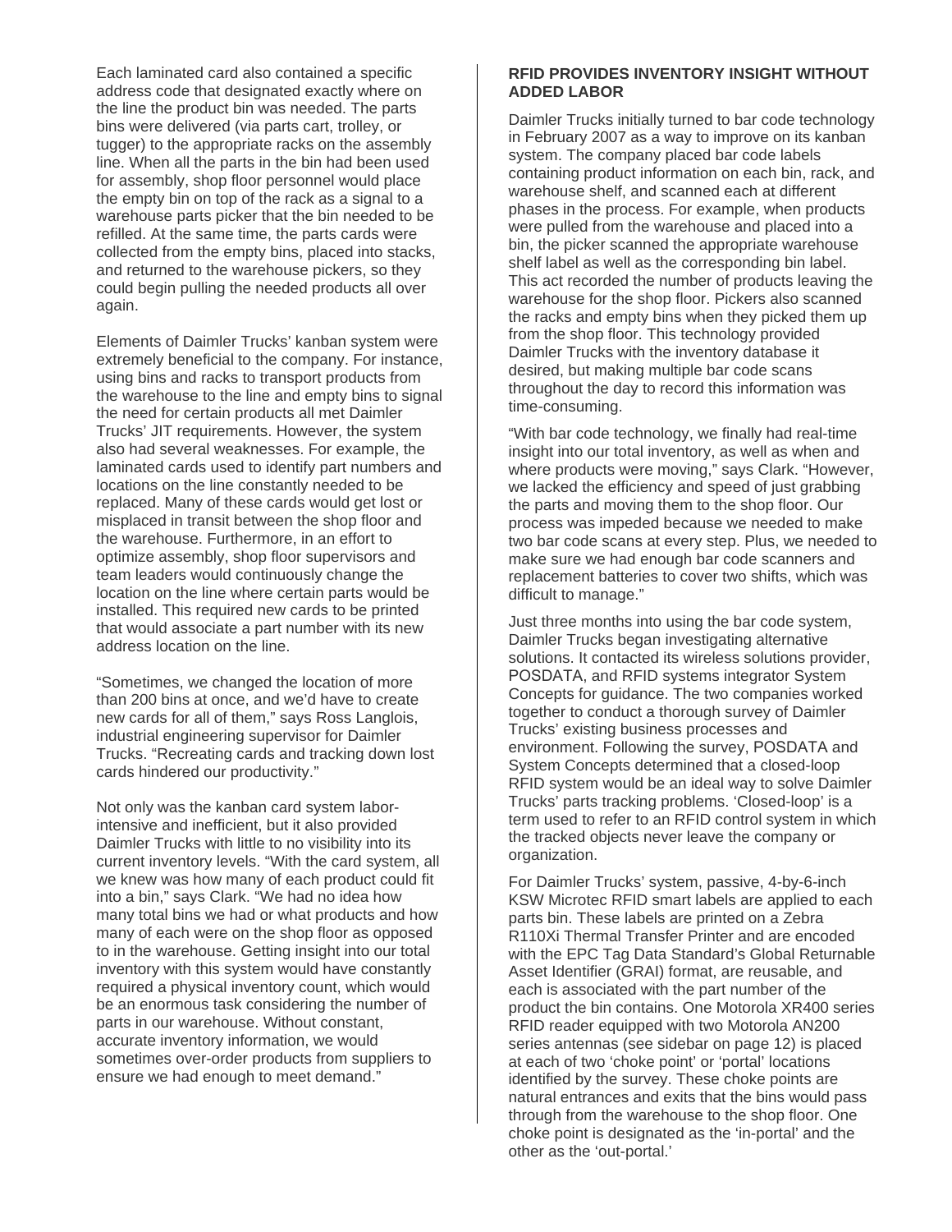Each laminated card also contained a specific address code that designated exactly where on the line the product bin was needed. The parts bins were delivered (via parts cart, trolley, or tugger) to the appropriate racks on the assembly line. When all the parts in the bin had been used for assembly, shop floor personnel would place the empty bin on top of the rack as a signal to a warehouse parts picker that the bin needed to be refilled. At the same time, the parts cards were collected from the empty bins, placed into stacks, and returned to the warehouse pickers, so they could begin pulling the needed products all over again.

Elements of Daimler Trucks' kanban system were extremely beneficial to the company. For instance, using bins and racks to transport products from the warehouse to the line and empty bins to signal the need for certain products all met Daimler Trucks' JIT requirements. However, the system also had several weaknesses. For example, the laminated cards used to identify part numbers and locations on the line constantly needed to be replaced. Many of these cards would get lost or misplaced in transit between the shop floor and the warehouse. Furthermore, in an effort to optimize assembly, shop floor supervisors and team leaders would continuously change the location on the line where certain parts would be installed. This required new cards to be printed that would associate a part number with its new address location on the line.

"Sometimes, we changed the location of more than 200 bins at once, and we'd have to create new cards for all of them," says Ross Langlois, industrial engineering supervisor for Daimler Trucks. "Recreating cards and tracking down lost cards hindered our productivity."

Not only was the kanban card system labor-intensive and inefficient, but it also provided Daimler Trucks with little to no visibility into its current inventory levels. "With the card system, all we knew was how many of each product could fit into a bin," says Clark. "We had no idea how many total bins we had or what products and how many of each were on the shop floor as opposed to in the warehouse. Getting insight into our total inventory with this system would have constantly required a physical inventory count, which would be an enormous task considering the number of parts in our warehouse. Without constant, accurate inventory information, we would sometimes over-order products from suppliers to ensure we had enough to meet demand."

## RFID PROVIDES INVENTORY INSIGHT WITHOUT ADDED LABOR

Daimler Trucks initially turned to bar code technology in February 2007 as a way to improve on its kanban system. The company placed bar code labels containing product information on each bin, rack, and warehouse shelf, and scanned each at different phases in the process. For example, when products were pulled from the warehouse and placed into a bin, the picker scanned the appropriate warehouse shelf label as well as the corresponding bin label. This act recorded the number of products leaving the warehouse for the shop floor. Pickers also scanned the racks and empty bins when they picked them up from the shop floor. This technology provided Daimler Trucks with the inventory database it desired, but making multiple bar code scans throughout the day to record this information was time-consuming.

"With bar code technology, we finally had real-time insight into our total inventory, as well as when and where products were moving," says Clark. "However, we lacked the efficiency and speed of just grabbing the parts and moving them to the shop floor. Our process was impeded because we needed to make two bar code scans at every step. Plus, we needed to make sure we had enough bar code scanners and replacement batteries to cover two shifts, which was difficult to manage."

Just three months into using the bar code system, Daimler Trucks began investigating alternative solutions. It contacted its wireless solutions provider, POSDATA, and RFID systems integrator System Concepts for guidance. The two companies worked together to conduct a thorough survey of Daimler Trucks' existing business processes and environment. Following the survey, POSDATA and System Concepts determined that a closed-loop RFID system would be an ideal way to solve Daimler Trucks' parts tracking problems. 'Closed-loop' is a term used to refer to an RFID control system in which the tracked objects never leave the company or organization.

For Daimler Trucks' system, passive, 4-by-6-inch KSW Microtec RFID smart labels are applied to each parts bin. These labels are printed on a Zebra R110Xi Thermal Transfer Printer and are encoded with the EPC Tag Data Standard's Global Returnable Asset Identifier (GRAI) format, are reusable, and each is associated with the part number of the product the bin contains. One Motorola XR400 series RFID reader equipped with two Motorola AN200 series antennas (see sidebar on page 12) is placed at each of two 'choke point' or 'portal' locations identified by the survey. These choke points are natural entrances and exits that the bins would pass through from the warehouse to the shop floor. One choke point is designated as the 'in-portal' and the other as the 'out-portal.'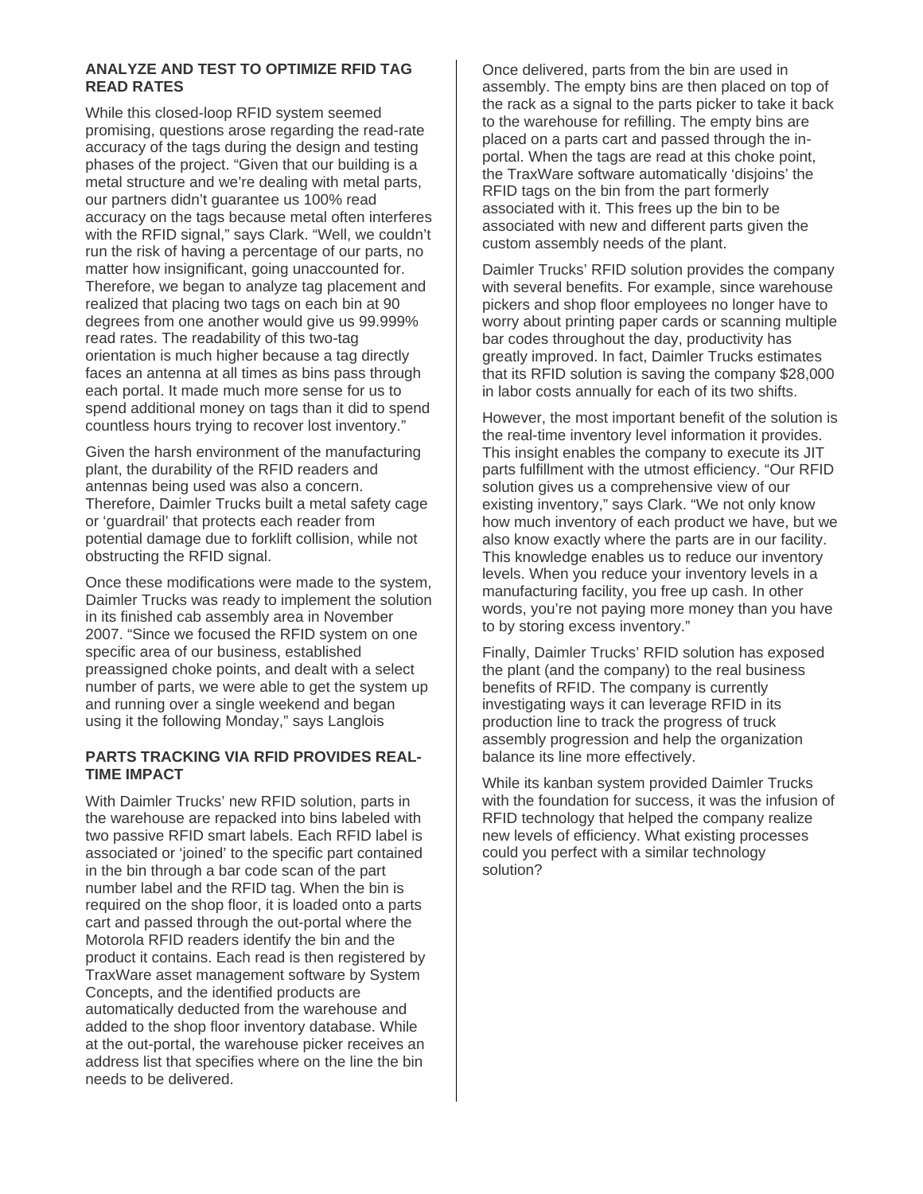### ANALYZE AND TEST TO OPTIMIZE RFID TAG READ RATES

While this closed-loop RFID system seemed promising, questions arose regarding the read-rate accuracy of the tags during the design and testing phases of the project. "Given that our building is a metal structure and we're dealing with metal parts, our partners didn't guarantee us 100% read accuracy on the tags because metal often interferes with the RFID signal," says Clark. "Well, we couldn't run the risk of having a percentage of our parts, no matter how insignificant, going unaccounted for. Therefore, we began to analyze tag placement and realized that placing two tags on each bin at 90 degrees from one another would give us 99.999% read rates. The readability of this two-tag orientation is much higher because a tag directly faces an antenna at all times as bins pass through each portal. It made much more sense for us to spend additional money on tags than it did to spend countless hours trying to recover lost inventory."

Given the harsh environment of the manufacturing plant, the durability of the RFID readers and antennas being used was also a concern. Therefore, Daimler Trucks built a metal safety cage or 'guardrail' that protects each reader from potential damage due to forklift collision, while not obstructing the RFID signal.

Once these modifications were made to the system, Daimler Trucks was ready to implement the solution in its finished cab assembly area in November 2007. "Since we focused the RFID system on one specific area of our business, established preassigned choke points, and dealt with a select number of parts, we were able to get the system up and running over a single weekend and began using it the following Monday," says Langlois

### PARTS TRACKING VIA RFID PROVIDES REAL-TIME IMPACT

With Daimler Trucks' new RFID solution, parts in the warehouse are repacked into bins labeled with two passive RFID smart labels. Each RFID label is associated or 'joined' to the specific part contained in the bin through a bar code scan of the part number label and the RFID tag. When the bin is required on the shop floor, it is loaded onto a parts cart and passed through the out-portal where the Motorola RFID readers identify the bin and the product it contains. Each read is then registered by TraxWare asset management software by System Concepts, and the identified products are automatically deducted from the warehouse and added to the shop floor inventory database. While at the out-portal, the warehouse picker receives an address list that specifies where on the line the bin needs to be delivered.

Once delivered, parts from the bin are used in assembly. The empty bins are then placed on top of the rack as a signal to the parts picker to take it back to the warehouse for refilling. The empty bins are placed on a parts cart and passed through the in-portal. When the tags are read at this choke point, the TraxWare software automatically 'disjoins' the RFID tags on the bin from the part formerly associated with it. This frees up the bin to be associated with new and different parts given the custom assembly needs of the plant.

Daimler Trucks' RFID solution provides the company with several benefits. For example, since warehouse pickers and shop floor employees no longer have to worry about printing paper cards or scanning multiple bar codes throughout the day, productivity has greatly improved. In fact, Daimler Trucks estimates that its RFID solution is saving the company $28,000 in labor costs annually for each of its two shifts.

However, the most important benefit of the solution is the real-time inventory level information it provides. This insight enables the company to execute its JIT parts fulfillment with the utmost efficiency. "Our RFID solution gives us a comprehensive view of our existing inventory," says Clark. "We not only know how much inventory of each product we have, but we also know exactly where the parts are in our facility. This knowledge enables us to reduce our inventory levels. When you reduce your inventory levels in a manufacturing facility, you free up cash. In other words, you're not paying more money than you have to by storing excess inventory."

Finally, Daimler Trucks' RFID solution has exposed the plant (and the company) to the real business benefits of RFID. The company is currently investigating ways it can leverage RFID in its production line to track the progress of truck assembly progression and help the organization balance its line more effectively.

While its kanban system provided Daimler Trucks with the foundation for success, it was the infusion of RFID technology that helped the company realize new levels of efficiency. What existing processes could you perfect with a similar technology solution?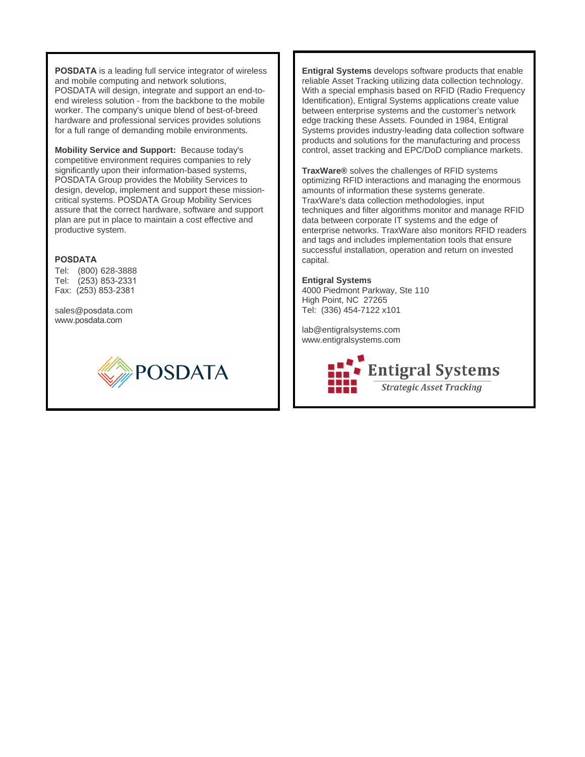**POSDATA** is a leading full service integrator of wireless and mobile computing and network solutions, POSDATA will design, integrate and support an end-to-end wireless solution - from the backbone to the mobile worker. The company's unique blend of best-of-breed hardware and professional services provides solutions for a full range of demanding mobile environments.

**Mobility Service and Support:** Because today's competitive environment requires companies to rely significantly upon their information-based systems, POSDATA Group provides the Mobility Services to design, develop, implement and support these mission-critical systems. POSDATA Group Mobility Services assure that the correct hardware, software and support plan are put in place to maintain a cost effective and productive system.

**POSDATA**
Tel: (800) 628-3888
Tel: (253) 853-2331
Fax: (253) 853-2381

sales@posdata.com
www.posdata.com

POSDATA

**Entigral Systems** develops software products that enable reliable Asset Tracking utilizing data collection technology. With a special emphasis based on RFID (Radio Frequency Identification), Entigral Systems applications create value between enterprise systems and the customer's network edge tracking these Assets. Founded in 1984, Entigral Systems provides industry-leading data collection software products and solutions for the manufacturing and process control, asset tracking and EPC/DoD compliance markets.

**TraxWare®** solves the challenges of RFID systems optimizing RFID interactions and managing the enormous amounts of information these systems generate. TraxWare's data collection methodologies, input techniques and filter algorithms monitor and manage RFID data between corporate IT systems and the edge of enterprise networks. TraxWare also monitors RFID readers and tags and includes implementation tools that ensure successful installation, operation and return on invested capital.

**Entigral Systems**
4000 Piedmont Parkway, Ste 110
High Point, NC 27265
Tel: (336) 454-7122 x101

lab@entigralsystems.com
www.entigralsystems.com

Entigral Systems
*Strategic Asset Tracking*